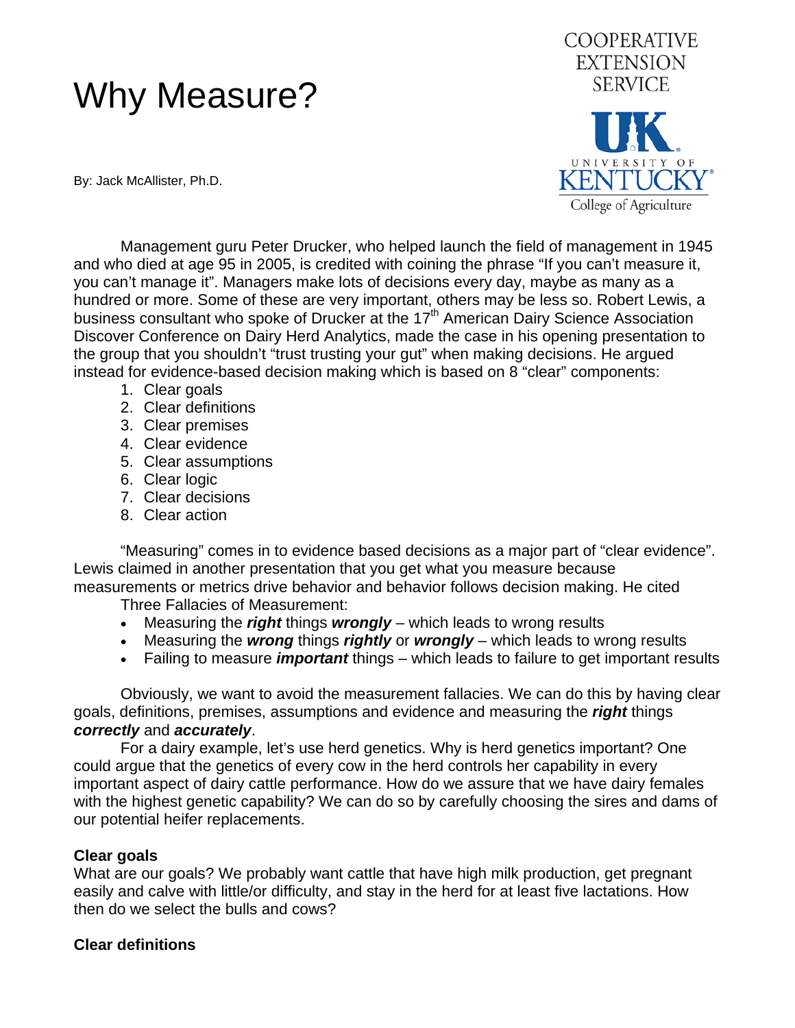# Why Measure?

COOPERATIVE EXTENSION SERVICE

UNIVERSITY OF KENTUCKY
College of Agriculture

By: Jack McAllister, Ph.D.

Management guru Peter Drucker, who helped launch the field of management in 1945 and who died at age 95 in 2005, is credited with coining the phrase "If you can't measure it, you can't manage it". Managers make lots of decisions every day, maybe as many as a hundred or more. Some of these are very important, others may be less so. Robert Lewis, a business consultant who spoke of Drucker at the 17th American Dairy Science Association Discover Conference on Dairy Herd Analytics, made the case in his opening presentation to the group that you shouldn't "trust trusting your gut" when making decisions. He argued instead for evidence-based decision making which is based on 8 "clear" components:

1. Clear goals
2. Clear definitions
3. Clear premises
4. Clear evidence
5. Clear assumptions
6. Clear logic
7. Clear decisions
8. Clear action

"Measuring" comes in to evidence based decisions as a major part of "clear evidence". Lewis claimed in another presentation that you get what you measure because measurements or metrics drive behavior and behavior follows decision making. He cited Three Fallacies of Measurement:

- Measuring the ***right*** things ***wrongly*** – which leads to wrong results
- Measuring the ***wrong*** things ***rightly*** or ***wrongly*** – which leads to wrong results
- Failing to measure ***important*** things – which leads to failure to get important results

Obviously, we want to avoid the measurement fallacies. We can do this by having clear goals, definitions, premises, assumptions and evidence and measuring the ***right*** things ***correctly*** and ***accurately***.

For a dairy example, let's use herd genetics. Why is herd genetics important? One could argue that the genetics of every cow in the herd controls her capability in every important aspect of dairy cattle performance. How do we assure that we have dairy females with the highest genetic capability? We can do so by carefully choosing the sires and dams of our potential heifer replacements.

**Clear goals**

What are our goals? We probably want cattle that have high milk production, get pregnant easily and calve with little/or difficulty, and stay in the herd for at least five lactations. How then do we select the bulls and cows?

**Clear definitions**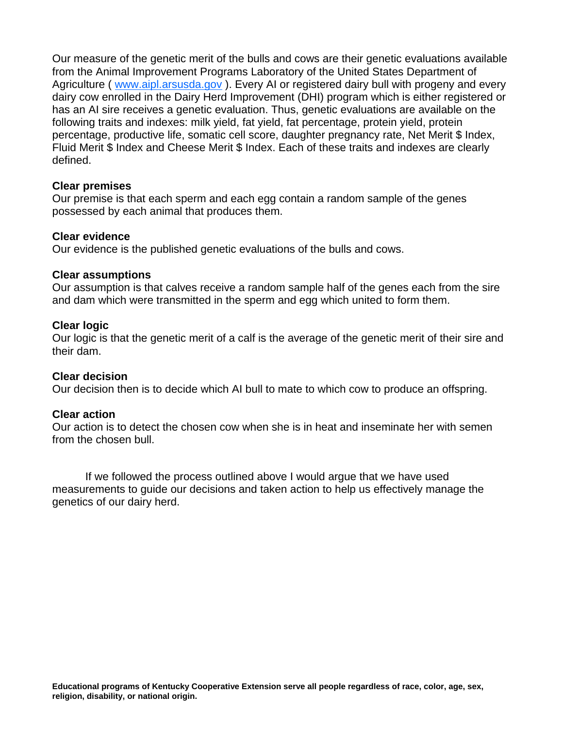Our measure of the genetic merit of the bulls and cows are their genetic evaluations available from the Animal Improvement Programs Laboratory of the United States Department of Agriculture ( www.aipl.arsusda.gov ). Every AI or registered dairy bull with progeny and every dairy cow enrolled in the Dairy Herd Improvement (DHI) program which is either registered or has an AI sire receives a genetic evaluation. Thus, genetic evaluations are available on the following traits and indexes: milk yield, fat yield, fat percentage, protein yield, protein percentage, productive life, somatic cell score, daughter pregnancy rate, Net Merit $ Index, Fluid Merit $ Index and Cheese Merit $ Index. Each of these traits and indexes are clearly defined.

**Clear premises**
Our premise is that each sperm and each egg contain a random sample of the genes possessed by each animal that produces them.

**Clear evidence**
Our evidence is the published genetic evaluations of the bulls and cows.

**Clear assumptions**
Our assumption is that calves receive a random sample half of the genes each from the sire and dam which were transmitted in the sperm and egg which united to form them.

**Clear logic**
Our logic is that the genetic merit of a calf is the average of the genetic merit of their sire and their dam.

**Clear decision**
Our decision then is to decide which AI bull to mate to which cow to produce an offspring.

**Clear action**
Our action is to detect the chosen cow when she is in heat and inseminate her with semen from the chosen bull.

If we followed the process outlined above I would argue that we have used measurements to guide our decisions and taken action to help us effectively manage the genetics of our dairy herd.

**Educational programs of Kentucky Cooperative Extension serve all people regardless of race, color, age, sex, religion, disability, or national origin.**